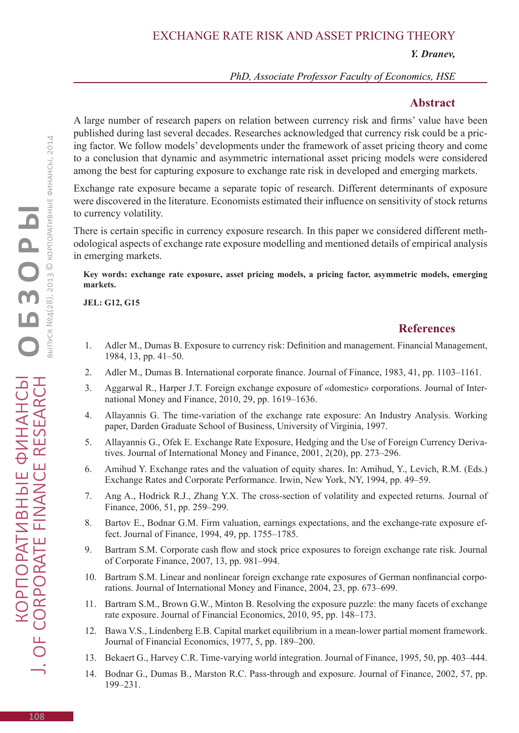# EXCHANGE RATE RISK AND ASSET PRICING THEORY

***Y. Dranev,***

*PhD, Associate Professor Faculty of Economics, HSE*

## Abstract

A large number of research papers on relation between currency risk and firms' value have been published during last several decades. Researches acknowledged that currency risk could be a pricing factor. We follow models' developments under the framework of asset pricing theory and come to a conclusion that dynamic and asymmetric international asset pricing models were considered among the best for capturing exposure to exchange rate risk in developed and emerging markets.

Exchange rate exposure became a separate topic of research. Different determinants of exposure were discovered in the literature. Economists estimated their influence on sensitivity of stock returns to currency volatility.

There is certain specific in currency exposure research. In this paper we considered different methodological aspects of exchange rate exposure modelling and mentioned details of empirical analysis in emerging markets.

**Key words: exchange rate exposure, asset pricing models, a pricing factor, asymmetric models, emerging markets.**

**JEL: G12, G15**

## References

1. Adler M., Dumas B. Exposure to currency risk: Definition and management. Financial Management, 1984, 13, pp. 41–50.
2. Adler M., Dumas B. International corporate finance. Journal of Finance, 1983, 41, pp. 1103–1161.
3. Aggarwal R., Harper J.T. Foreign exchange exposure of «domestic» corporations. Journal of International Money and Finance, 2010, 29, pp. 1619–1636.
4. Allayannis G. The time-variation of the exchange rate exposure: An Industry Analysis. Working paper, Darden Graduate School of Business, University of Virginia, 1997.
5. Allayannis G., Ofek E. Exchange Rate Exposure, Hedging and the Use of Foreign Currency Derivatives. Journal of International Money and Finance, 2001, 2(20), pp. 273–296.
6. Amihud Y. Exchange rates and the valuation of equity shares. In: Amihud, Y., Levich, R.M. (Eds.) Exchange Rates and Corporate Performance. Irwin, New York, NY, 1994, pp. 49–59.
7. Ang A., Hodrick R.J., Zhang Y.X. The cross-section of volatility and expected returns. Journal of Finance, 2006, 51, pp. 259–299.
8. Bartov E., Bodnar G.M. Firm valuation, earnings expectations, and the exchange-rate exposure effect. Journal of Finance, 1994, 49, pp. 1755–1785.
9. Bartram S.M. Corporate cash flow and stock price exposures to foreign exchange rate risk. Journal of Corporate Finance, 2007, 13, pp. 981–994.
10. Bartram S.M. Linear and nonlinear foreign exchange rate exposures of German nonfinancial corporations. Journal of International Money and Finance, 2004, 23, pp. 673–699.
11. Bartram S.M., Brown G.W., Minton B. Resolving the exposure puzzle: the many facets of exchange rate exposure. Journal of Financial Economics, 2010, 95, pp. 148–173.
12. Bawa V.S., Lindenberg E.B. Capital market equilibrium in a mean-lower partial moment framework. Journal of Financial Economics, 1977, 5, pp. 189–200.
13. Bekaert G., Harvey C.R. Time-varying world integration. Journal of Finance, 1995, 50, pp. 403–444.
14. Bodnar G., Dumas B., Marston R.C. Pass-through and exposure. Journal of Finance, 2002, 57, pp. 199–231.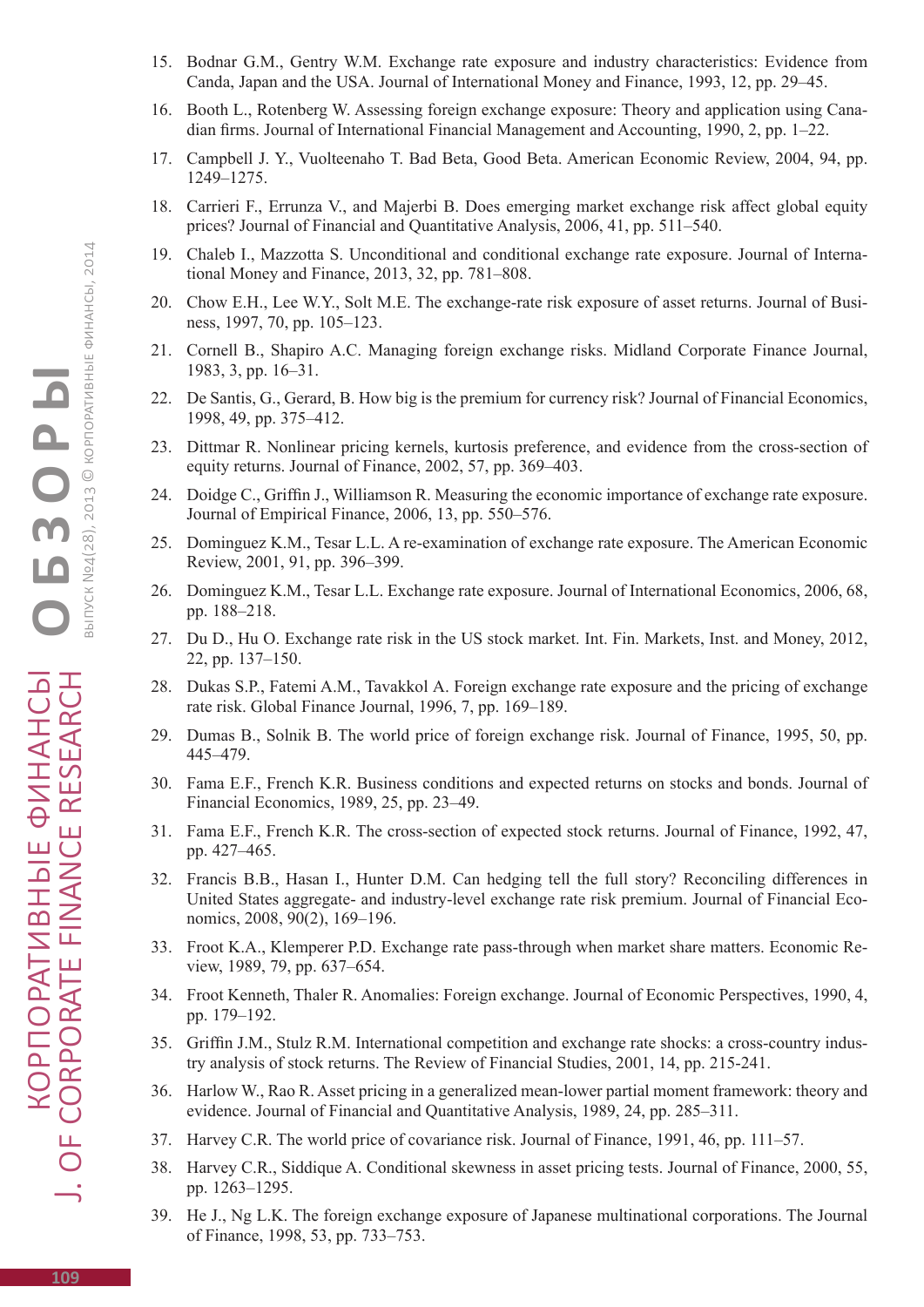15. Bodnar G.M., Gentry W.M. Exchange rate exposure and industry characteristics: Evidence from Canda, Japan and the USA. Journal of International Money and Finance, 1993, 12, pp. 29–45.
16. Booth L., Rotenberg W. Assessing foreign exchange exposure: Theory and application using Canadian firms. Journal of International Financial Management and Accounting, 1990, 2, pp. 1–22.
17. Campbell J. Y., Vuolteenaho T. Bad Beta, Good Beta. American Economic Review, 2004, 94, pp. 1249–1275.
18. Carrieri F., Errunza V., and Majerbi B. Does emerging market exchange risk affect global equity prices? Journal of Financial and Quantitative Analysis, 2006, 41, pp. 511–540.
19. Chaleb I., Mazzotta S. Unconditional and conditional exchange rate exposure. Journal of International Money and Finance, 2013, 32, pp. 781–808.
20. Chow E.H., Lee W.Y., Solt M.E. The exchange-rate risk exposure of asset returns. Journal of Business, 1997, 70, pp. 105–123.
21. Cornell B., Shapiro A.C. Managing foreign exchange risks. Midland Corporate Finance Journal, 1983, 3, pp. 16–31.
22. De Santis, G., Gerard, B. How big is the premium for currency risk? Journal of Financial Economics, 1998, 49, pp. 375–412.
23. Dittmar R. Nonlinear pricing kernels, kurtosis preference, and evidence from the cross-section of equity returns. Journal of Finance, 2002, 57, pp. 369–403.
24. Doidge C., Griffin J., Williamson R. Measuring the economic importance of exchange rate exposure. Journal of Empirical Finance, 2006, 13, pp. 550–576.
25. Dominguez K.M., Tesar L.L. A re-examination of exchange rate exposure. The American Economic Review, 2001, 91, pp. 396–399.
26. Dominguez K.M., Tesar L.L. Exchange rate exposure. Journal of International Economics, 2006, 68, pp. 188–218.
27. Du D., Hu O. Exchange rate risk in the US stock market. Int. Fin. Markets, Inst. and Money, 2012, 22, pp. 137–150.
28. Dukas S.P., Fatemi A.M., Tavakkol A. Foreign exchange rate exposure and the pricing of exchange rate risk. Global Finance Journal, 1996, 7, pp. 169–189.
29. Dumas B., Solnik B. The world price of foreign exchange risk. Journal of Finance, 1995, 50, pp. 445–479.
30. Fama E.F., French K.R. Business conditions and expected returns on stocks and bonds. Journal of Financial Economics, 1989, 25, pp. 23–49.
31. Fama E.F., French K.R. The cross-section of expected stock returns. Journal of Finance, 1992, 47, pp. 427–465.
32. Francis B.B., Hasan I., Hunter D.M. Can hedging tell the full story? Reconciling differences in United States aggregate- and industry-level exchange rate risk premium. Journal of Financial Economics, 2008, 90(2), 169–196.
33. Froot K.A., Klemperer P.D. Exchange rate pass-through when market share matters. Economic Review, 1989, 79, pp. 637–654.
34. Froot Kenneth, Thaler R. Anomalies: Foreign exchange. Journal of Economic Perspectives, 1990, 4, pp. 179–192.
35. Griffin J.M., Stulz R.M. International competition and exchange rate shocks: a cross-country industry analysis of stock returns. The Review of Financial Studies, 2001, 14, pp. 215-241.
36. Harlow W., Rao R. Asset pricing in a generalized mean-lower partial moment framework: theory and evidence. Journal of Financial and Quantitative Analysis, 1989, 24, pp. 285–311.
37. Harvey C.R. The world price of covariance risk. Journal of Finance, 1991, 46, pp. 111–57.
38. Harvey C.R., Siddique A. Conditional skewness in asset pricing tests. Journal of Finance, 2000, 55, pp. 1263–1295.
39. He J., Ng L.K. The foreign exchange exposure of Japanese multinational corporations. The Journal of Finance, 1998, 53, pp. 733–753.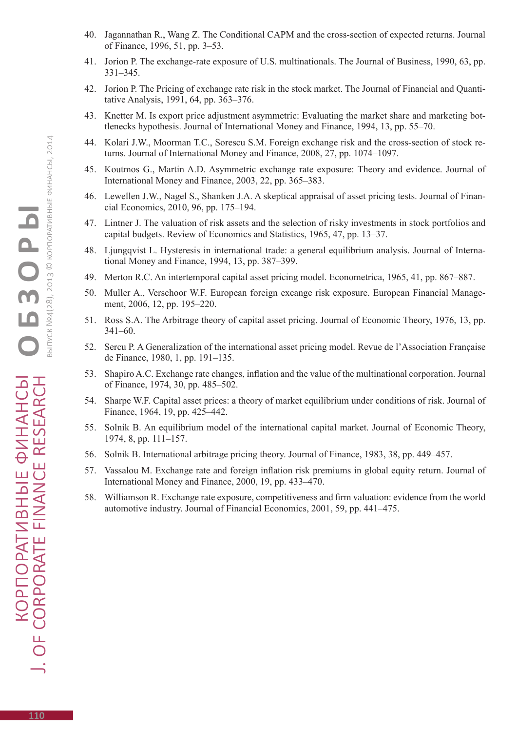40. Jagannathan R., Wang Z. The Conditional CAPM and the cross-section of expected returns. Journal of Finance, 1996, 51, pp. 3–53.
41. Jorion P. The exchange-rate exposure of U.S. multinationals. The Journal of Business, 1990, 63, pp. 331–345.
42. Jorion P. The Pricing of exchange rate risk in the stock market. The Journal of Financial and Quantitative Analysis, 1991, 64, pp. 363–376.
43. Knetter M. Is export price adjustment asymmetric: Evaluating the market share and marketing bottlenecks hypothesis. Journal of International Money and Finance, 1994, 13, pp. 55–70.
44. Kolari J.W., Moorman T.C., Sorescu S.M. Foreign exchange risk and the cross-section of stock returns. Journal of International Money and Finance, 2008, 27, pp. 1074–1097.
45. Koutmos G., Martin A.D. Asymmetric exchange rate exposure: Theory and evidence. Journal of International Money and Finance, 2003, 22, pp. 365–383.
46. Lewellen J.W., Nagel S., Shanken J.A. A skeptical appraisal of asset pricing tests. Journal of Financial Economics, 2010, 96, pp. 175–194.
47. Lintner J. The valuation of risk assets and the selection of risky investments in stock portfolios and capital budgets. Review of Economics and Statistics, 1965, 47, pp. 13–37.
48. Ljungqvist L. Hysteresis in international trade: a general equilibrium analysis. Journal of International Money and Finance, 1994, 13, pp. 387–399.
49. Merton R.C. An intertemporal capital asset pricing model. Econometrica, 1965, 41, pp. 867–887.
50. Muller A., Verschoor W.F. European foreign excange risk exposure. European Financial Management, 2006, 12, pp. 195–220.
51. Ross S.A. The Arbitrage theory of capital asset pricing. Journal of Economic Theory, 1976, 13, pp. 341–60.
52. Sercu P. A Generalization of the international asset pricing model. Revue de l'Association Française de Finance, 1980, 1, pp. 191–135.
53. Shapiro A.C. Exchange rate changes, inflation and the value of the multinational corporation. Journal of Finance, 1974, 30, pp. 485–502.
54. Sharpe W.F. Capital asset prices: a theory of market equilibrium under conditions of risk. Journal of Finance, 1964, 19, pp. 425–442.
55. Solnik B. An equilibrium model of the international capital market. Journal of Economic Theory, 1974, 8, pp. 111–157.
56. Solnik B. International arbitrage pricing theory. Journal of Finance, 1983, 38, pp. 449–457.
57. Vassalou M. Exchange rate and foreign inflation risk premiums in global equity return. Journal of International Money and Finance, 2000, 19, pp. 433–470.
58. Williamson R. Exchange rate exposure, competitiveness and firm valuation: evidence from the world automotive industry. Journal of Financial Economics, 2001, 59, pp. 441–475.